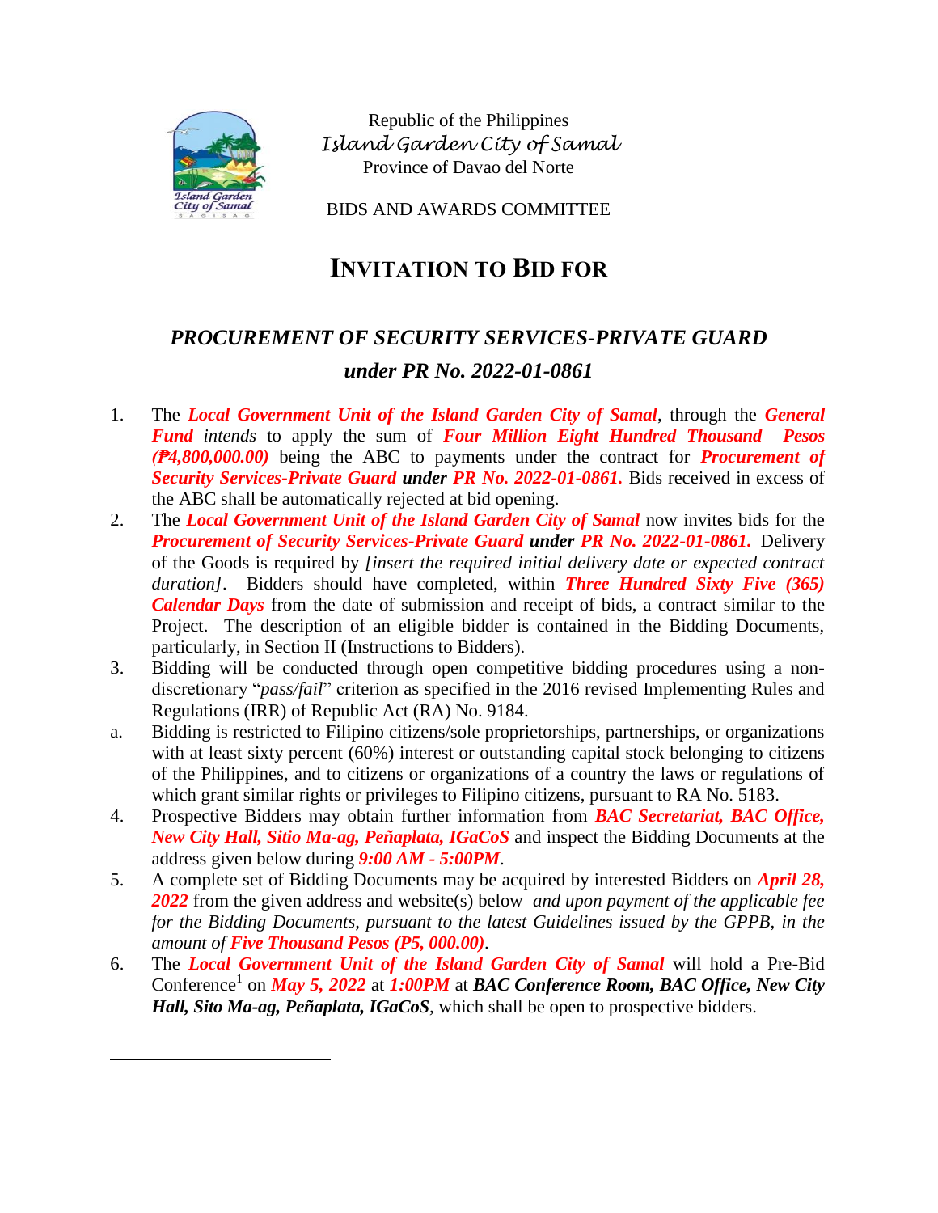Republic of the Philippines
*Island Garden City of Samal*
Province of Davao del Norte

BIDS AND AWARDS COMMITTEE

# INVITATION TO BID FOR

## *PROCUREMENT OF SECURITY SERVICES-PRIVATE GUARD under PR No. 2022-01-0861*

1. The ***Local Government Unit of the Island Garden City of Samal***, through the ***General Fund*** *intends* to apply the sum of ***Four Million Eight Hundred Thousand Pesos (₱4,800,000.00)*** being the ABC to payments under the contract for ***Procurement of Security Services-Private Guard under PR No. 2022-01-0861.*** Bids received in excess of the ABC shall be automatically rejected at bid opening.
2. The ***Local Government Unit of the Island Garden City of Samal*** now invites bids for the ***Procurement of Security Services-Private Guard under PR No. 2022-01-0861.*** Delivery of the Goods is required by *[insert the required initial delivery date or expected contract duration]*. Bidders should have completed, within ***Three Hundred Sixty Five (365) Calendar Days*** from the date of submission and receipt of bids, a contract similar to the Project. The description of an eligible bidder is contained in the Bidding Documents, particularly, in Section II (Instructions to Bidders).
3. Bidding will be conducted through open competitive bidding procedures using a non-discretionary "*pass/fail*" criterion as specified in the 2016 revised Implementing Rules and Regulations (IRR) of Republic Act (RA) No. 9184.

a. Bidding is restricted to Filipino citizens/sole proprietorships, partnerships, or organizations with at least sixty percent (60%) interest or outstanding capital stock belonging to citizens of the Philippines, and to citizens or organizations of a country the laws or regulations of which grant similar rights or privileges to Filipino citizens, pursuant to RA No. 5183.

4. Prospective Bidders may obtain further information from ***BAC Secretariat, BAC Office, New City Hall, Sitio Ma-ag, Peñaplata, IGaCoS*** and inspect the Bidding Documents at the address given below during ***9:00 AM - 5:00PM***.
5. A complete set of Bidding Documents may be acquired by interested Bidders on ***April 28, 2022*** from the given address and website(s) below *and upon payment of the applicable fee for the Bidding Documents, pursuant to the latest Guidelines issued by the GPPB, in the amount of **Five Thousand Pesos (P5, 000.00)***.
6. The ***Local Government Unit of the Island Garden City of Samal*** will hold a Pre-Bid Conference[1] on ***May 5, 2022*** at ***1:00PM*** at ***BAC Conference Room, BAC Office, New City Hall, Sito Ma-ag, Peñaplata, IGaCoS***, which shall be open to prospective bidders.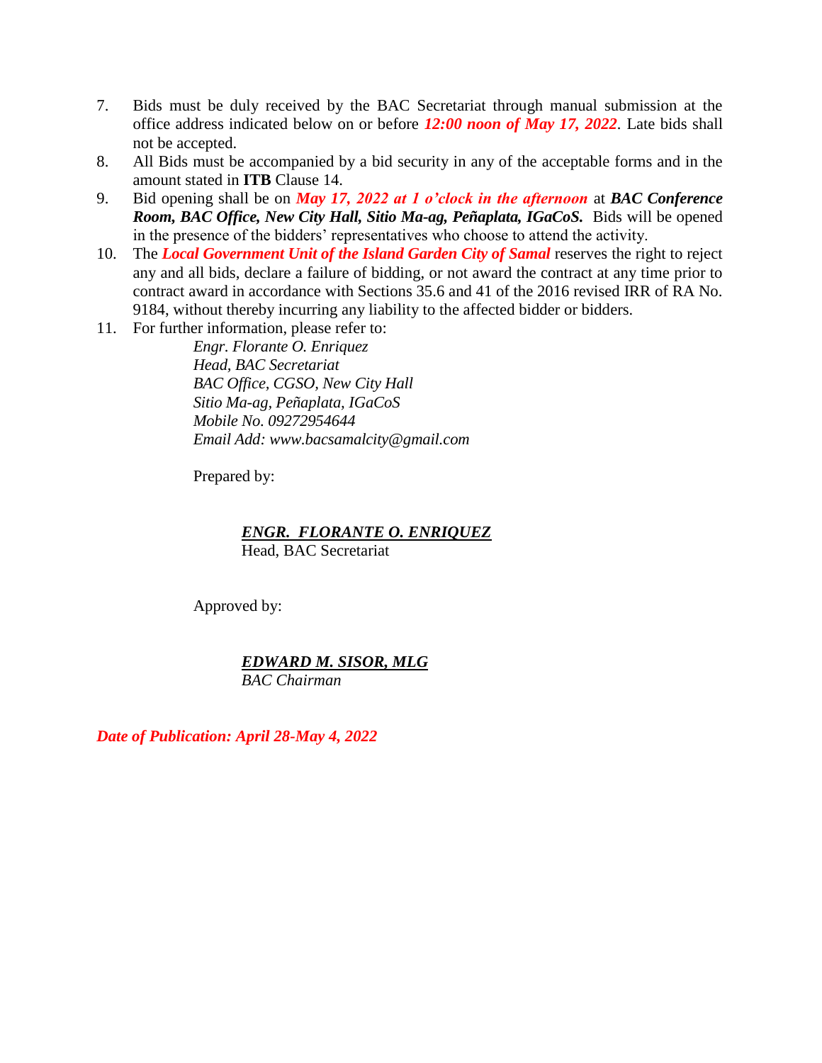7. Bids must be duly received by the BAC Secretariat through manual submission at the office address indicated below on or before ***12:00 noon of May 17, 2022***. Late bids shall not be accepted.
8. All Bids must be accompanied by a bid security in any of the acceptable forms and in the amount stated in **ITB** Clause 14.
9. Bid opening shall be on ***May 17, 2022 at 1 o'clock in the afternoon*** at ***BAC Conference Room, BAC Office, New City Hall, Sitio Ma-ag, Peñaplata, IGaCoS.*** Bids will be opened in the presence of the bidders' representatives who choose to attend the activity.
10. The ***Local Government Unit of the Island Garden City of Samal*** reserves the right to reject any and all bids, declare a failure of bidding, or not award the contract at any time prior to contract award in accordance with Sections 35.6 and 41 of the 2016 revised IRR of RA No. 9184, without thereby incurring any liability to the affected bidder or bidders.
11. For further information, please refer to:

    *Engr. Florante O. Enriquez*
    *Head, BAC Secretariat*
    *BAC Office, CGSO, New City Hall*
    *Sitio Ma-ag, Peñaplata, IGaCoS*
    *Mobile No. 09272954644*
    *Email Add: www.bacsamalcity@gmail.com*

Prepared by:

***ENGR. FLORANTE O. ENRIQUEZ***
Head, BAC Secretariat

Approved by:

***EDWARD M. SISOR, MLG***
*BAC Chairman*

***Date of Publication: April 28-May 4, 2022***